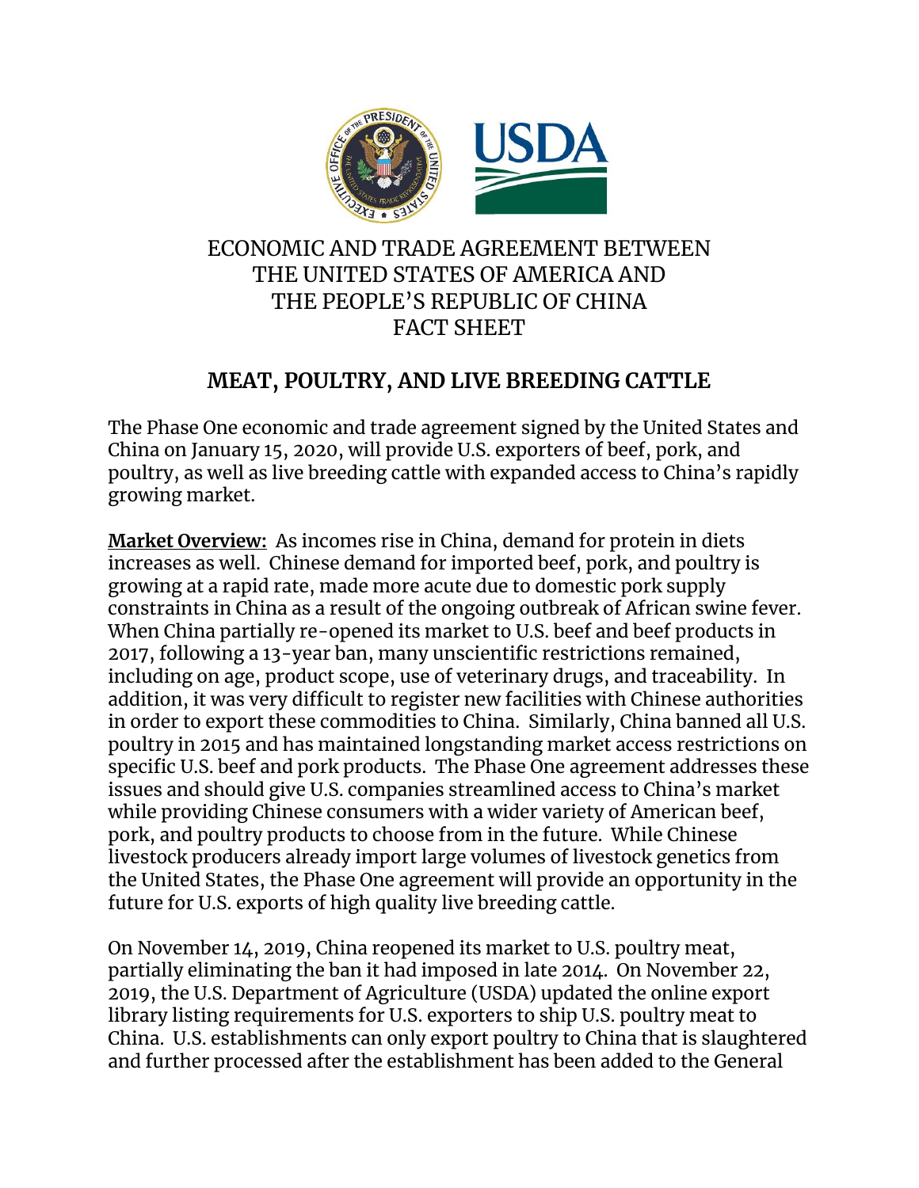# ECONOMIC AND TRADE AGREEMENT BETWEEN THE UNITED STATES OF AMERICA AND THE PEOPLE'S REPUBLIC OF CHINA FACT SHEET

## MEAT, POULTRY, AND LIVE BREEDING CATTLE

The Phase One economic and trade agreement signed by the United States and China on January 15, 2020, will provide U.S. exporters of beef, pork, and poultry, as well as live breeding cattle with expanded access to China's rapidly growing market.

**Market Overview:** As incomes rise in China, demand for protein in diets increases as well. Chinese demand for imported beef, pork, and poultry is growing at a rapid rate, made more acute due to domestic pork supply constraints in China as a result of the ongoing outbreak of African swine fever. When China partially re-opened its market to U.S. beef and beef products in 2017, following a 13-year ban, many unscientific restrictions remained, including on age, product scope, use of veterinary drugs, and traceability. In addition, it was very difficult to register new facilities with Chinese authorities in order to export these commodities to China. Similarly, China banned all U.S. poultry in 2015 and has maintained longstanding market access restrictions on specific U.S. beef and pork products. The Phase One agreement addresses these issues and should give U.S. companies streamlined access to China's market while providing Chinese consumers with a wider variety of American beef, pork, and poultry products to choose from in the future. While Chinese livestock producers already import large volumes of livestock genetics from the United States, the Phase One agreement will provide an opportunity in the future for U.S. exports of high quality live breeding cattle.

On November 14, 2019, China reopened its market to U.S. poultry meat, partially eliminating the ban it had imposed in late 2014. On November 22, 2019, the U.S. Department of Agriculture (USDA) updated the online export library listing requirements for U.S. exporters to ship U.S. poultry meat to China. U.S. establishments can only export poultry to China that is slaughtered and further processed after the establishment has been added to the General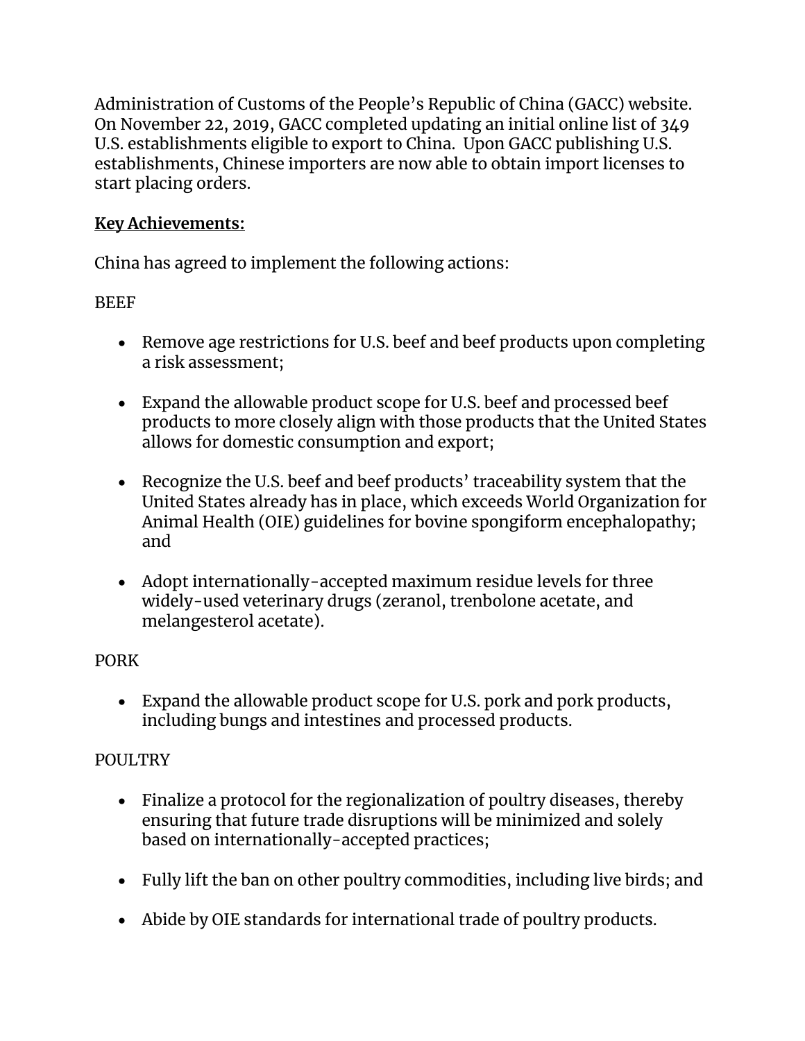Administration of Customs of the People's Republic of China (GACC) website. On November 22, 2019, GACC completed updating an initial online list of 349 U.S. establishments eligible to export to China. Upon GACC publishing U.S. establishments, Chinese importers are now able to obtain import licenses to start placing orders.

**Key Achievements:**

China has agreed to implement the following actions:

BEEF

- Remove age restrictions for U.S. beef and beef products upon completing a risk assessment;
- Expand the allowable product scope for U.S. beef and processed beef products to more closely align with those products that the United States allows for domestic consumption and export;
- Recognize the U.S. beef and beef products' traceability system that the United States already has in place, which exceeds World Organization for Animal Health (OIE) guidelines for bovine spongiform encephalopathy; and
- Adopt internationally-accepted maximum residue levels for three widely-used veterinary drugs (zeranol, trenbolone acetate, and melangesterol acetate).

PORK

- Expand the allowable product scope for U.S. pork and pork products, including bungs and intestines and processed products.

POULTRY

- Finalize a protocol for the regionalization of poultry diseases, thereby ensuring that future trade disruptions will be minimized and solely based on internationally-accepted practices;
- Fully lift the ban on other poultry commodities, including live birds; and
- Abide by OIE standards for international trade of poultry products.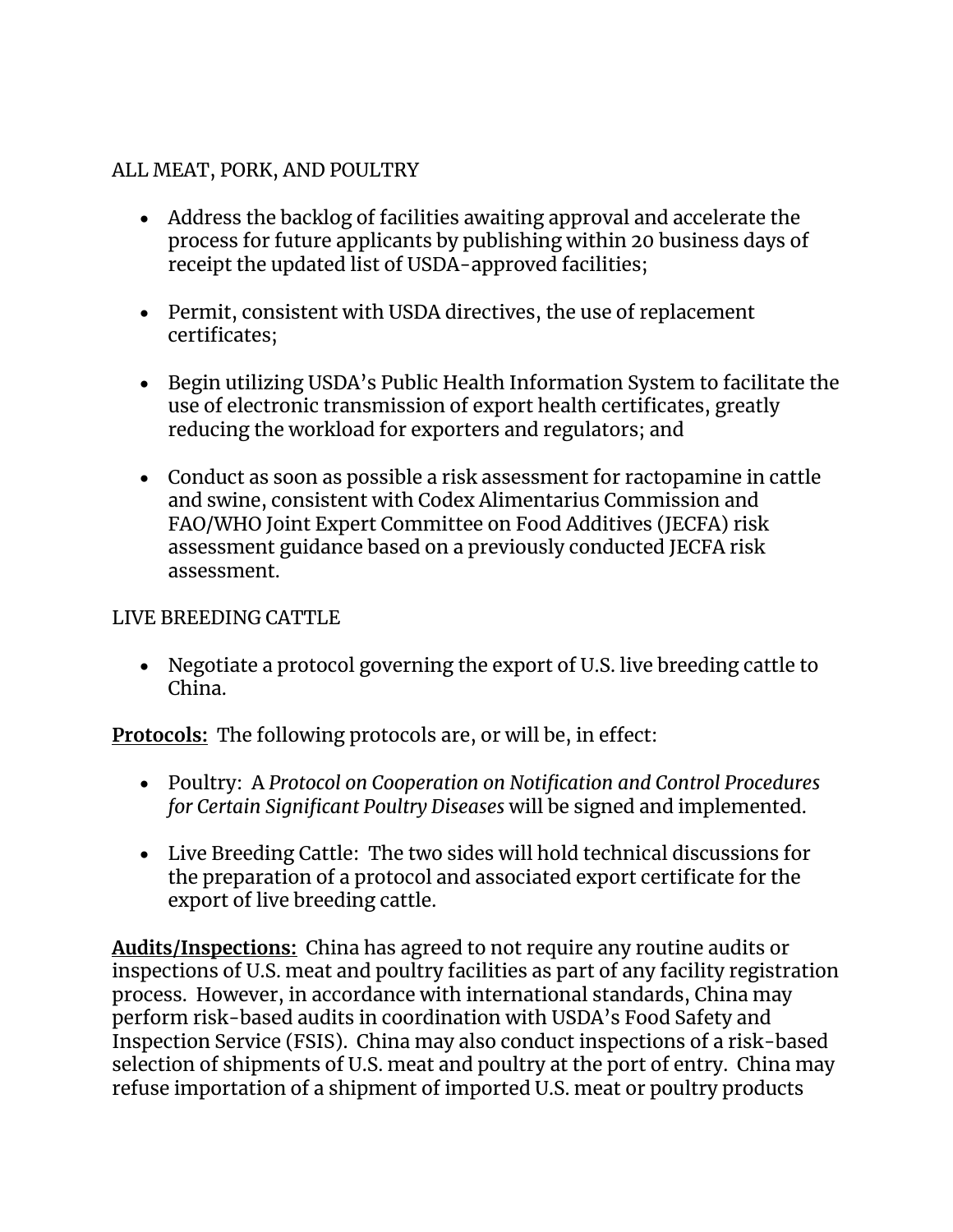ALL MEAT, PORK, AND POULTRY

- Address the backlog of facilities awaiting approval and accelerate the process for future applicants by publishing within 20 business days of receipt the updated list of USDA-approved facilities;

- Permit, consistent with USDA directives, the use of replacement certificates;

- Begin utilizing USDA's Public Health Information System to facilitate the use of electronic transmission of export health certificates, greatly reducing the workload for exporters and regulators; and

- Conduct as soon as possible a risk assessment for ractopamine in cattle and swine, consistent with Codex Alimentarius Commission and FAO/WHO Joint Expert Committee on Food Additives (JECFA) risk assessment guidance based on a previously conducted JECFA risk assessment.

LIVE BREEDING CATTLE

- Negotiate a protocol governing the export of U.S. live breeding cattle to China.

**Protocols:** The following protocols are, or will be, in effect:

- Poultry: A *Protocol on Cooperation on Notification and Control Procedures for Certain Significant Poultry Diseases* will be signed and implemented.

- Live Breeding Cattle: The two sides will hold technical discussions for the preparation of a protocol and associated export certificate for the export of live breeding cattle.

**Audits/Inspections:** China has agreed to not require any routine audits or inspections of U.S. meat and poultry facilities as part of any facility registration process. However, in accordance with international standards, China may perform risk-based audits in coordination with USDA's Food Safety and Inspection Service (FSIS). China may also conduct inspections of a risk-based selection of shipments of U.S. meat and poultry at the port of entry. China may refuse importation of a shipment of imported U.S. meat or poultry products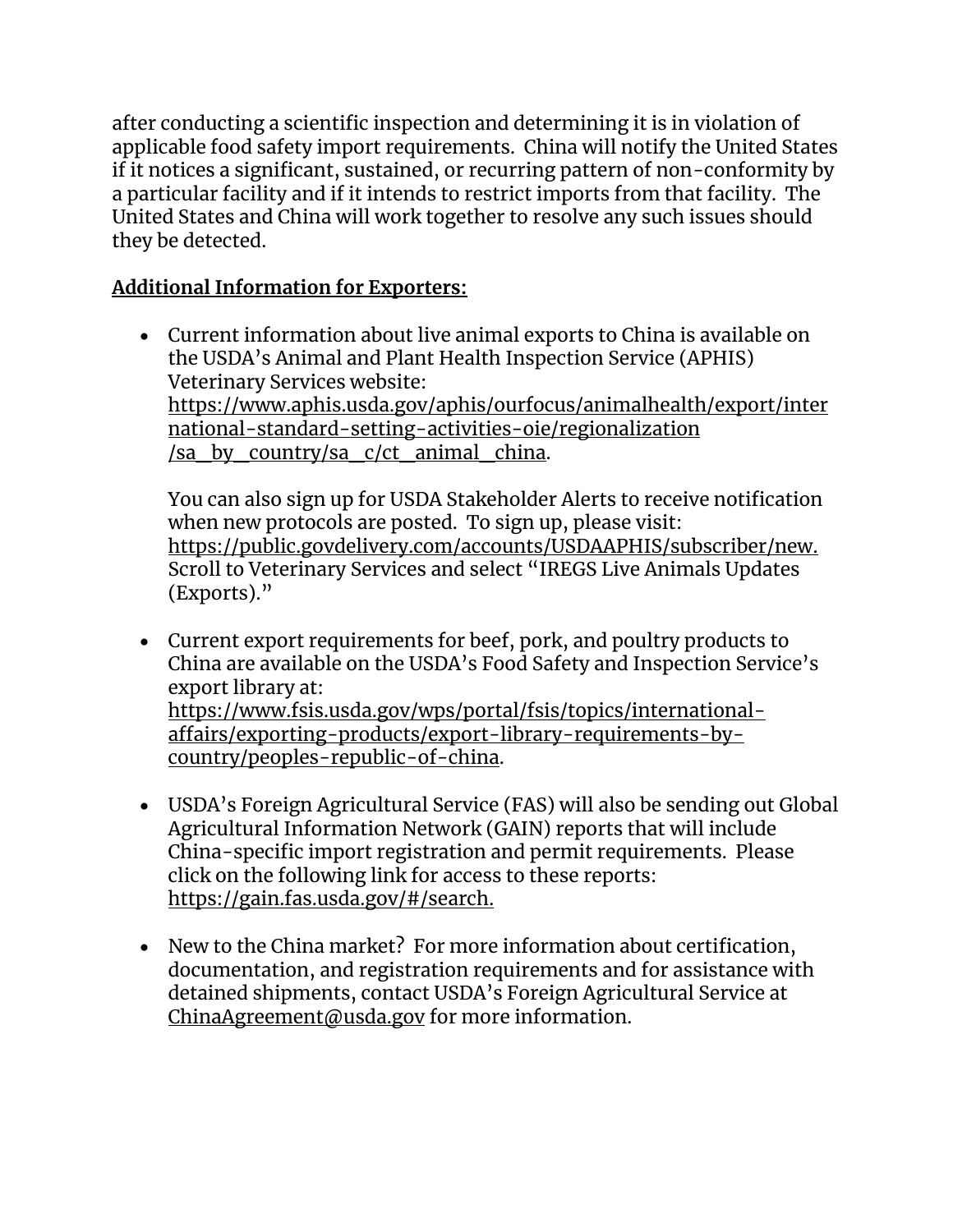after conducting a scientific inspection and determining it is in violation of applicable food safety import requirements. China will notify the United States if it notices a significant, sustained, or recurring pattern of non-conformity by a particular facility and if it intends to restrict imports from that facility. The United States and China will work together to resolve any such issues should they be detected.

**Additional Information for Exporters:**

- Current information about live animal exports to China is available on the USDA's Animal and Plant Health Inspection Service (APHIS) Veterinary Services website: https://www.aphis.usda.gov/aphis/ourfocus/animalhealth/export/international-standard-setting-activities-oie/regionalization/sa_by_country/sa_c/ct_animal_china.

  You can also sign up for USDA Stakeholder Alerts to receive notification when new protocols are posted. To sign up, please visit: https://public.govdelivery.com/accounts/USDAAPHIS/subscriber/new. Scroll to Veterinary Services and select "IREGS Live Animals Updates (Exports)."

- Current export requirements for beef, pork, and poultry products to China are available on the USDA's Food Safety and Inspection Service's export library at: https://www.fsis.usda.gov/wps/portal/fsis/topics/international-affairs/exporting-products/export-library-requirements-by-country/peoples-republic-of-china.

- USDA's Foreign Agricultural Service (FAS) will also be sending out Global Agricultural Information Network (GAIN) reports that will include China-specific import registration and permit requirements. Please click on the following link for access to these reports: https://gain.fas.usda.gov/#/search.

- New to the China market? For more information about certification, documentation, and registration requirements and for assistance with detained shipments, contact USDA's Foreign Agricultural Service at ChinaAgreement@usda.gov for more information.